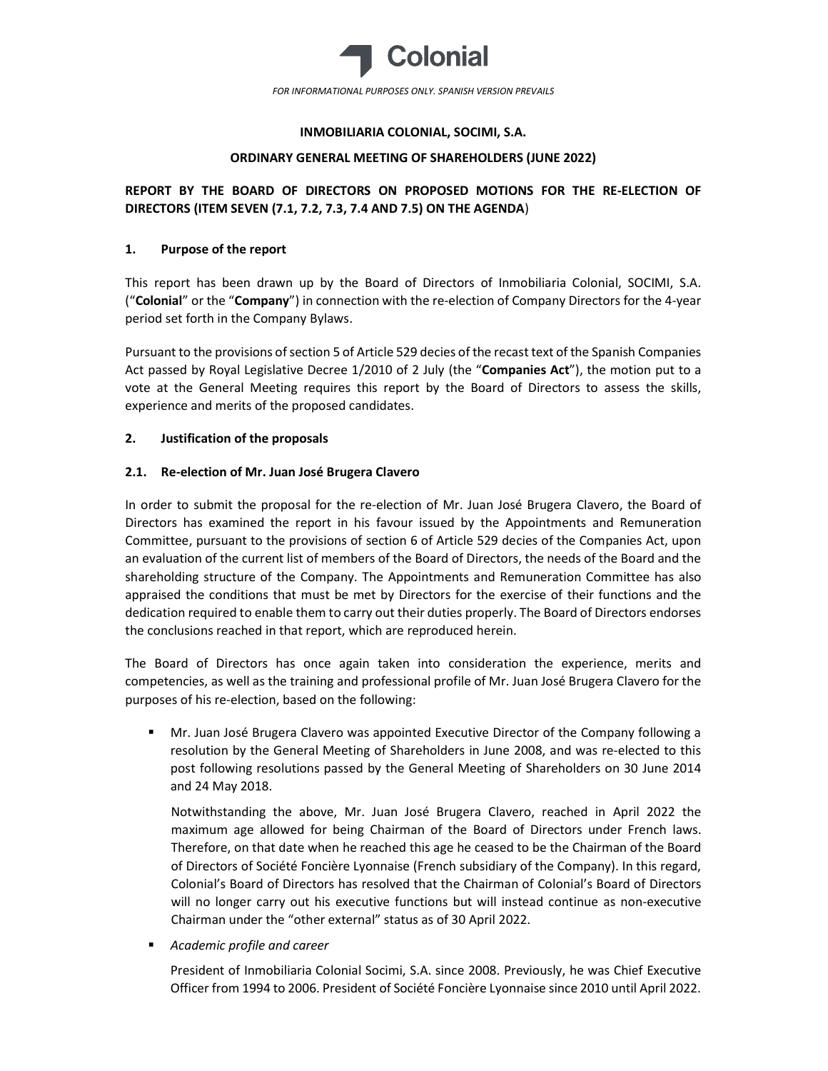FOR INFORMATIONAL PURPOSES ONLY. SPANISH VERSION PREVAILS

**INMOBILIARIA COLONIAL, SOCIMI, S.A.**

**ORDINARY GENERAL MEETING OF SHAREHOLDERS (JUNE 2022)**

**REPORT BY THE BOARD OF DIRECTORS ON PROPOSED MOTIONS FOR THE RE-ELECTION OF DIRECTORS (ITEM SEVEN (7.1, 7.2, 7.3, 7.4 AND 7.5) ON THE AGENDA**)

## 1. Purpose of the report

This report has been drawn up by the Board of Directors of Inmobiliaria Colonial, SOCIMI, S.A. ("**Colonial**" or the "**Company**") in connection with the re-election of Company Directors for the 4-year period set forth in the Company Bylaws.

Pursuant to the provisions of section 5 of Article 529 decies of the recast text of the Spanish Companies Act passed by Royal Legislative Decree 1/2010 of 2 July (the "**Companies Act**"), the motion put to a vote at the General Meeting requires this report by the Board of Directors to assess the skills, experience and merits of the proposed candidates.

## 2. Justification of the proposals

### 2.1. Re-election of Mr. Juan José Brugera Clavero

In order to submit the proposal for the re-election of Mr. Juan José Brugera Clavero, the Board of Directors has examined the report in his favour issued by the Appointments and Remuneration Committee, pursuant to the provisions of section 6 of Article 529 decies of the Companies Act, upon an evaluation of the current list of members of the Board of Directors, the needs of the Board and the shareholding structure of the Company. The Appointments and Remuneration Committee has also appraised the conditions that must be met by Directors for the exercise of their functions and the dedication required to enable them to carry out their duties properly. The Board of Directors endorses the conclusions reached in that report, which are reproduced herein.

The Board of Directors has once again taken into consideration the experience, merits and competencies, as well as the training and professional profile of Mr. Juan José Brugera Clavero for the purposes of his re-election, based on the following:

- Mr. Juan José Brugera Clavero was appointed Executive Director of the Company following a resolution by the General Meeting of Shareholders in June 2008, and was re-elected to this post following resolutions passed by the General Meeting of Shareholders on 30 June 2014 and 24 May 2018.

  Notwithstanding the above, Mr. Juan José Brugera Clavero, reached in April 2022 the maximum age allowed for being Chairman of the Board of Directors under French laws. Therefore, on that date when he reached this age he ceased to be the Chairman of the Board of Directors of Société Foncière Lyonnaise (French subsidiary of the Company). In this regard, Colonial's Board of Directors has resolved that the Chairman of Colonial's Board of Directors will no longer carry out his executive functions but will instead continue as non-executive Chairman under the "other external" status as of 30 April 2022.

- *Academic profile and career*

  President of Inmobiliaria Colonial Socimi, S.A. since 2008. Previously, he was Chief Executive Officer from 1994 to 2006. President of Société Foncière Lyonnaise since 2010 until April 2022.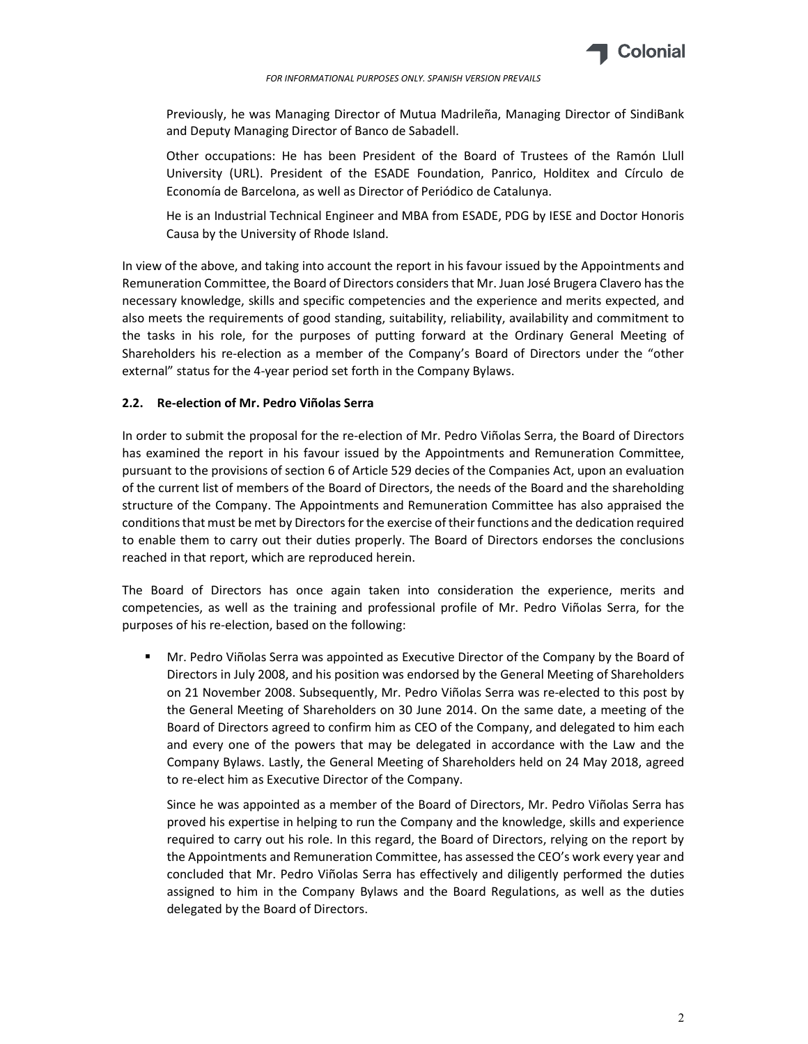Previously, he was Managing Director of Mutua Madrileña, Managing Director of SindiBank and Deputy Managing Director of Banco de Sabadell.

Other occupations: He has been President of the Board of Trustees of the Ramón Llull University (URL). President of the ESADE Foundation, Panrico, Holditex and Círculo de Economía de Barcelona, as well as Director of Periódico de Catalunya.

He is an Industrial Technical Engineer and MBA from ESADE, PDG by IESE and Doctor Honoris Causa by the University of Rhode Island.

In view of the above, and taking into account the report in his favour issued by the Appointments and Remuneration Committee, the Board of Directors considers that Mr. Juan José Brugera Clavero has the necessary knowledge, skills and specific competencies and the experience and merits expected, and also meets the requirements of good standing, suitability, reliability, availability and commitment to the tasks in his role, for the purposes of putting forward at the Ordinary General Meeting of Shareholders his re-election as a member of the Company's Board of Directors under the "other external" status for the 4-year period set forth in the Company Bylaws.

### 2.2. Re-election of Mr. Pedro Viñolas Serra

In order to submit the proposal for the re-election of Mr. Pedro Viñolas Serra, the Board of Directors has examined the report in his favour issued by the Appointments and Remuneration Committee, pursuant to the provisions of section 6 of Article 529 decies of the Companies Act, upon an evaluation of the current list of members of the Board of Directors, the needs of the Board and the shareholding structure of the Company. The Appointments and Remuneration Committee has also appraised the conditions that must be met by Directors for the exercise of their functions and the dedication required to enable them to carry out their duties properly. The Board of Directors endorses the conclusions reached in that report, which are reproduced herein.

The Board of Directors has once again taken into consideration the experience, merits and competencies, as well as the training and professional profile of Mr. Pedro Viñolas Serra, for the purposes of his re-election, based on the following:

- Mr. Pedro Viñolas Serra was appointed as Executive Director of the Company by the Board of Directors in July 2008, and his position was endorsed by the General Meeting of Shareholders on 21 November 2008. Subsequently, Mr. Pedro Viñolas Serra was re-elected to this post by the General Meeting of Shareholders on 30 June 2014. On the same date, a meeting of the Board of Directors agreed to confirm him as CEO of the Company, and delegated to him each and every one of the powers that may be delegated in accordance with the Law and the Company Bylaws. Lastly, the General Meeting of Shareholders held on 24 May 2018, agreed to re-elect him as Executive Director of the Company.

  Since he was appointed as a member of the Board of Directors, Mr. Pedro Viñolas Serra has proved his expertise in helping to run the Company and the knowledge, skills and experience required to carry out his role. In this regard, the Board of Directors, relying on the report by the Appointments and Remuneration Committee, has assessed the CEO's work every year and concluded that Mr. Pedro Viñolas Serra has effectively and diligently performed the duties assigned to him in the Company Bylaws and the Board Regulations, as well as the duties delegated by the Board of Directors.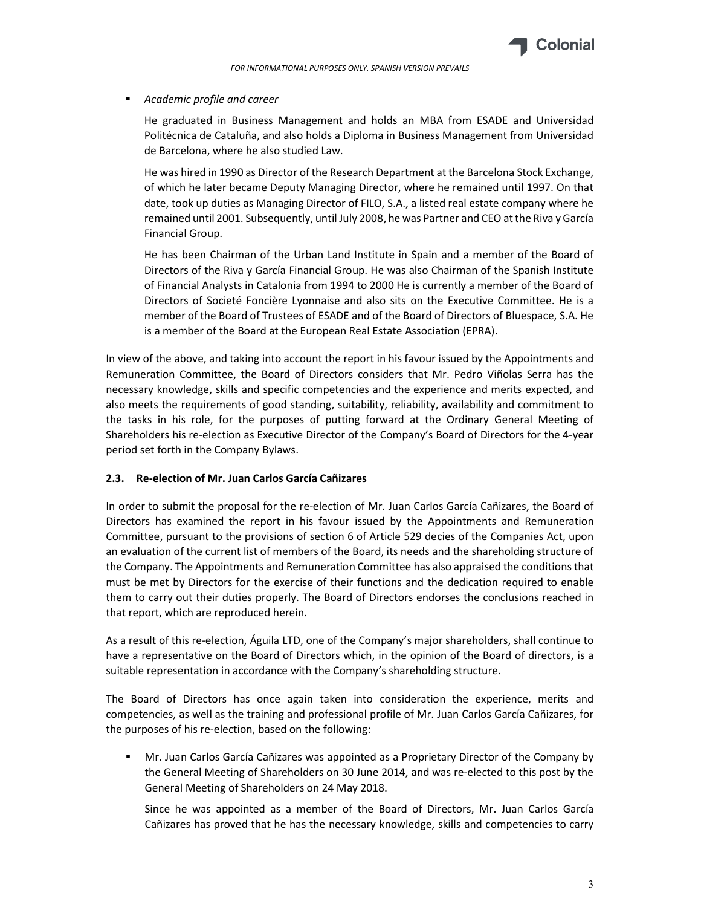- *Academic profile and career*

  He graduated in Business Management and holds an MBA from ESADE and Universidad Politécnica de Cataluña, and also holds a Diploma in Business Management from Universidad de Barcelona, where he also studied Law.

  He was hired in 1990 as Director of the Research Department at the Barcelona Stock Exchange, of which he later became Deputy Managing Director, where he remained until 1997. On that date, took up duties as Managing Director of FILO, S.A., a listed real estate company where he remained until 2001. Subsequently, until July 2008, he was Partner and CEO at the Riva y García Financial Group.

  He has been Chairman of the Urban Land Institute in Spain and a member of the Board of Directors of the Riva y García Financial Group. He was also Chairman of the Spanish Institute of Financial Analysts in Catalonia from 1994 to 2000 He is currently a member of the Board of Directors of Societé Foncière Lyonnaise and also sits on the Executive Committee. He is a member of the Board of Trustees of ESADE and of the Board of Directors of Bluespace, S.A. He is a member of the Board at the European Real Estate Association (EPRA).

In view of the above, and taking into account the report in his favour issued by the Appointments and Remuneration Committee, the Board of Directors considers that Mr. Pedro Viñolas Serra has the necessary knowledge, skills and specific competencies and the experience and merits expected, and also meets the requirements of good standing, suitability, reliability, availability and commitment to the tasks in his role, for the purposes of putting forward at the Ordinary General Meeting of Shareholders his re-election as Executive Director of the Company's Board of Directors for the 4-year period set forth in the Company Bylaws.

### 2.3. Re-election of Mr. Juan Carlos García Cañizares

In order to submit the proposal for the re-election of Mr. Juan Carlos García Cañizares, the Board of Directors has examined the report in his favour issued by the Appointments and Remuneration Committee, pursuant to the provisions of section 6 of Article 529 decies of the Companies Act, upon an evaluation of the current list of members of the Board, its needs and the shareholding structure of the Company. The Appointments and Remuneration Committee has also appraised the conditions that must be met by Directors for the exercise of their functions and the dedication required to enable them to carry out their duties properly. The Board of Directors endorses the conclusions reached in that report, which are reproduced herein.

As a result of this re-election, Águila LTD, one of the Company's major shareholders, shall continue to have a representative on the Board of Directors which, in the opinion of the Board of directors, is a suitable representation in accordance with the Company's shareholding structure.

The Board of Directors has once again taken into consideration the experience, merits and competencies, as well as the training and professional profile of Mr. Juan Carlos García Cañizares, for the purposes of his re-election, based on the following:

- Mr. Juan Carlos García Cañizares was appointed as a Proprietary Director of the Company by the General Meeting of Shareholders on 30 June 2014, and was re-elected to this post by the General Meeting of Shareholders on 24 May 2018.

  Since he was appointed as a member of the Board of Directors, Mr. Juan Carlos García Cañizares has proved that he has the necessary knowledge, skills and competencies to carry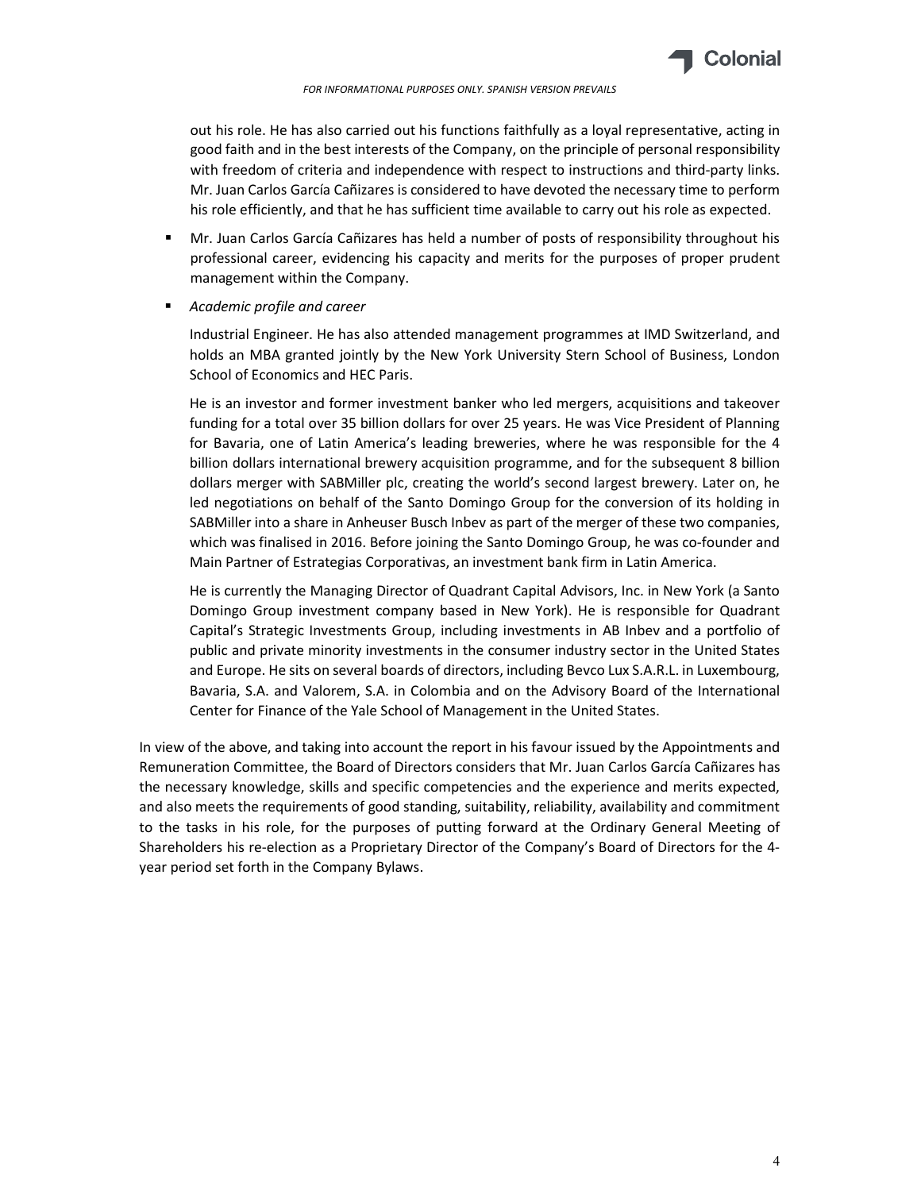out his role. He has also carried out his functions faithfully as a loyal representative, acting in good faith and in the best interests of the Company, on the principle of personal responsibility with freedom of criteria and independence with respect to instructions and third-party links. Mr. Juan Carlos García Cañizares is considered to have devoted the necessary time to perform his role efficiently, and that he has sufficient time available to carry out his role as expected.

- Mr. Juan Carlos García Cañizares has held a number of posts of responsibility throughout his professional career, evidencing his capacity and merits for the purposes of proper prudent management within the Company.

- *Academic profile and career*

  Industrial Engineer. He has also attended management programmes at IMD Switzerland, and holds an MBA granted jointly by the New York University Stern School of Business, London School of Economics and HEC Paris.

  He is an investor and former investment banker who led mergers, acquisitions and takeover funding for a total over 35 billion dollars for over 25 years. He was Vice President of Planning for Bavaria, one of Latin America's leading breweries, where he was responsible for the 4 billion dollars international brewery acquisition programme, and for the subsequent 8 billion dollars merger with SABMiller plc, creating the world's second largest brewery. Later on, he led negotiations on behalf of the Santo Domingo Group for the conversion of its holding in SABMiller into a share in Anheuser Busch Inbev as part of the merger of these two companies, which was finalised in 2016. Before joining the Santo Domingo Group, he was co-founder and Main Partner of Estrategias Corporativas, an investment bank firm in Latin America.

  He is currently the Managing Director of Quadrant Capital Advisors, Inc. in New York (a Santo Domingo Group investment company based in New York). He is responsible for Quadrant Capital's Strategic Investments Group, including investments in AB Inbev and a portfolio of public and private minority investments in the consumer industry sector in the United States and Europe. He sits on several boards of directors, including Bevco Lux S.A.R.L. in Luxembourg, Bavaria, S.A. and Valorem, S.A. in Colombia and on the Advisory Board of the International Center for Finance of the Yale School of Management in the United States.

In view of the above, and taking into account the report in his favour issued by the Appointments and Remuneration Committee, the Board of Directors considers that Mr. Juan Carlos García Cañizares has the necessary knowledge, skills and specific competencies and the experience and merits expected, and also meets the requirements of good standing, suitability, reliability, availability and commitment to the tasks in his role, for the purposes of putting forward at the Ordinary General Meeting of Shareholders his re-election as a Proprietary Director of the Company's Board of Directors for the 4-year period set forth in the Company Bylaws.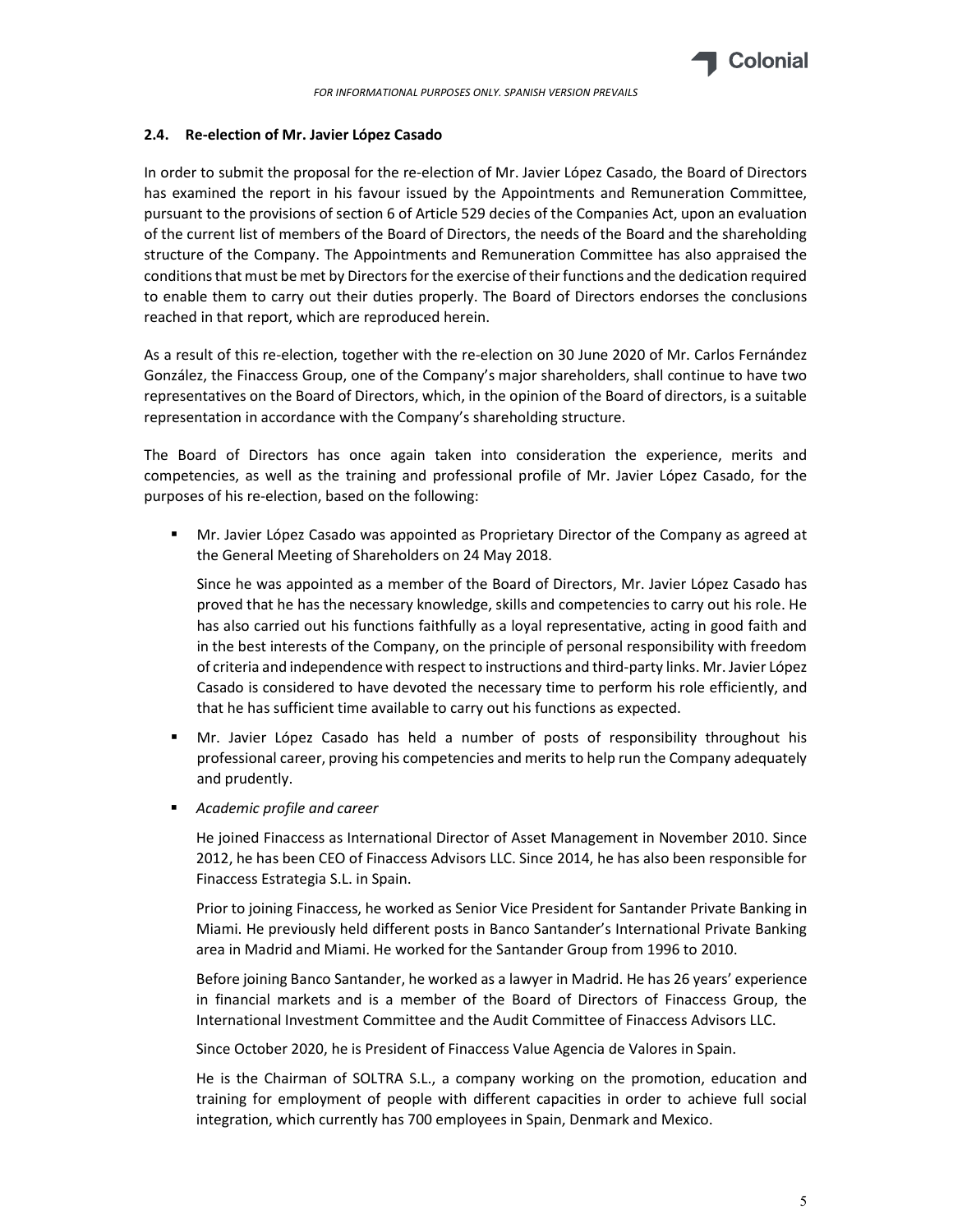### 2.4. Re-election of Mr. Javier López Casado

In order to submit the proposal for the re-election of Mr. Javier López Casado, the Board of Directors has examined the report in his favour issued by the Appointments and Remuneration Committee, pursuant to the provisions of section 6 of Article 529 decies of the Companies Act, upon an evaluation of the current list of members of the Board of Directors, the needs of the Board and the shareholding structure of the Company. The Appointments and Remuneration Committee has also appraised the conditions that must be met by Directors for the exercise of their functions and the dedication required to enable them to carry out their duties properly. The Board of Directors endorses the conclusions reached in that report, which are reproduced herein.

As a result of this re-election, together with the re-election on 30 June 2020 of Mr. Carlos Fernández González, the Finaccess Group, one of the Company's major shareholders, shall continue to have two representatives on the Board of Directors, which, in the opinion of the Board of directors, is a suitable representation in accordance with the Company's shareholding structure.

The Board of Directors has once again taken into consideration the experience, merits and competencies, as well as the training and professional profile of Mr. Javier López Casado, for the purposes of his re-election, based on the following:

- Mr. Javier López Casado was appointed as Proprietary Director of the Company as agreed at the General Meeting of Shareholders on 24 May 2018.

  Since he was appointed as a member of the Board of Directors, Mr. Javier López Casado has proved that he has the necessary knowledge, skills and competencies to carry out his role. He has also carried out his functions faithfully as a loyal representative, acting in good faith and in the best interests of the Company, on the principle of personal responsibility with freedom of criteria and independence with respect to instructions and third-party links. Mr. Javier López Casado is considered to have devoted the necessary time to perform his role efficiently, and that he has sufficient time available to carry out his functions as expected.

- Mr. Javier López Casado has held a number of posts of responsibility throughout his professional career, proving his competencies and merits to help run the Company adequately and prudently.

- *Academic profile and career*

  He joined Finaccess as International Director of Asset Management in November 2010. Since 2012, he has been CEO of Finaccess Advisors LLC. Since 2014, he has also been responsible for Finaccess Estrategia S.L. in Spain.

  Prior to joining Finaccess, he worked as Senior Vice President for Santander Private Banking in Miami. He previously held different posts in Banco Santander's International Private Banking area in Madrid and Miami. He worked for the Santander Group from 1996 to 2010.

  Before joining Banco Santander, he worked as a lawyer in Madrid. He has 26 years' experience in financial markets and is a member of the Board of Directors of Finaccess Group, the International Investment Committee and the Audit Committee of Finaccess Advisors LLC.

  Since October 2020, he is President of Finaccess Value Agencia de Valores in Spain.

  He is the Chairman of SOLTRA S.L., a company working on the promotion, education and training for employment of people with different capacities in order to achieve full social integration, which currently has 700 employees in Spain, Denmark and Mexico.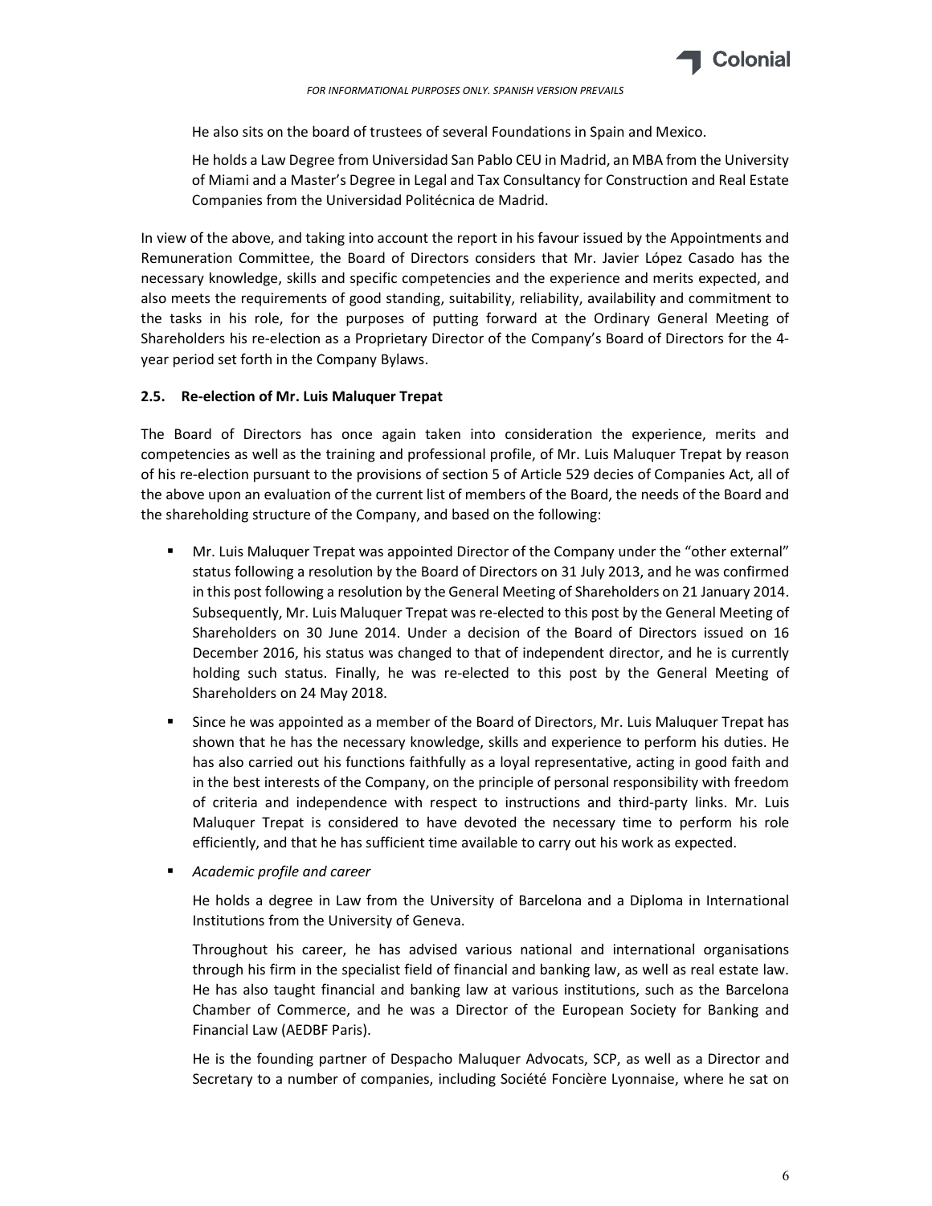He also sits on the board of trustees of several Foundations in Spain and Mexico.

He holds a Law Degree from Universidad San Pablo CEU in Madrid, an MBA from the University of Miami and a Master's Degree in Legal and Tax Consultancy for Construction and Real Estate Companies from the Universidad Politécnica de Madrid.

In view of the above, and taking into account the report in his favour issued by the Appointments and Remuneration Committee, the Board of Directors considers that Mr. Javier López Casado has the necessary knowledge, skills and specific competencies and the experience and merits expected, and also meets the requirements of good standing, suitability, reliability, availability and commitment to the tasks in his role, for the purposes of putting forward at the Ordinary General Meeting of Shareholders his re-election as a Proprietary Director of the Company's Board of Directors for the 4-year period set forth in the Company Bylaws.

### 2.5. Re-election of Mr. Luis Maluquer Trepat

The Board of Directors has once again taken into consideration the experience, merits and competencies as well as the training and professional profile, of Mr. Luis Maluquer Trepat by reason of his re-election pursuant to the provisions of section 5 of Article 529 decies of Companies Act, all of the above upon an evaluation of the current list of members of the Board, the needs of the Board and the shareholding structure of the Company, and based on the following:

- Mr. Luis Maluquer Trepat was appointed Director of the Company under the "other external" status following a resolution by the Board of Directors on 31 July 2013, and he was confirmed in this post following a resolution by the General Meeting of Shareholders on 21 January 2014. Subsequently, Mr. Luis Maluquer Trepat was re-elected to this post by the General Meeting of Shareholders on 30 June 2014. Under a decision of the Board of Directors issued on 16 December 2016, his status was changed to that of independent director, and he is currently holding such status. Finally, he was re-elected to this post by the General Meeting of Shareholders on 24 May 2018.
- Since he was appointed as a member of the Board of Directors, Mr. Luis Maluquer Trepat has shown that he has the necessary knowledge, skills and experience to perform his duties. He has also carried out his functions faithfully as a loyal representative, acting in good faith and in the best interests of the Company, on the principle of personal responsibility with freedom of criteria and independence with respect to instructions and third-party links. Mr. Luis Maluquer Trepat is considered to have devoted the necessary time to perform his role efficiently, and that he has sufficient time available to carry out his work as expected.
- *Academic profile and career*

  He holds a degree in Law from the University of Barcelona and a Diploma in International Institutions from the University of Geneva.

  Throughout his career, he has advised various national and international organisations through his firm in the specialist field of financial and banking law, as well as real estate law. He has also taught financial and banking law at various institutions, such as the Barcelona Chamber of Commerce, and he was a Director of the European Society for Banking and Financial Law (AEDBF Paris).

  He is the founding partner of Despacho Maluquer Advocats, SCP, as well as a Director and Secretary to a number of companies, including Société Foncière Lyonnaise, where he sat on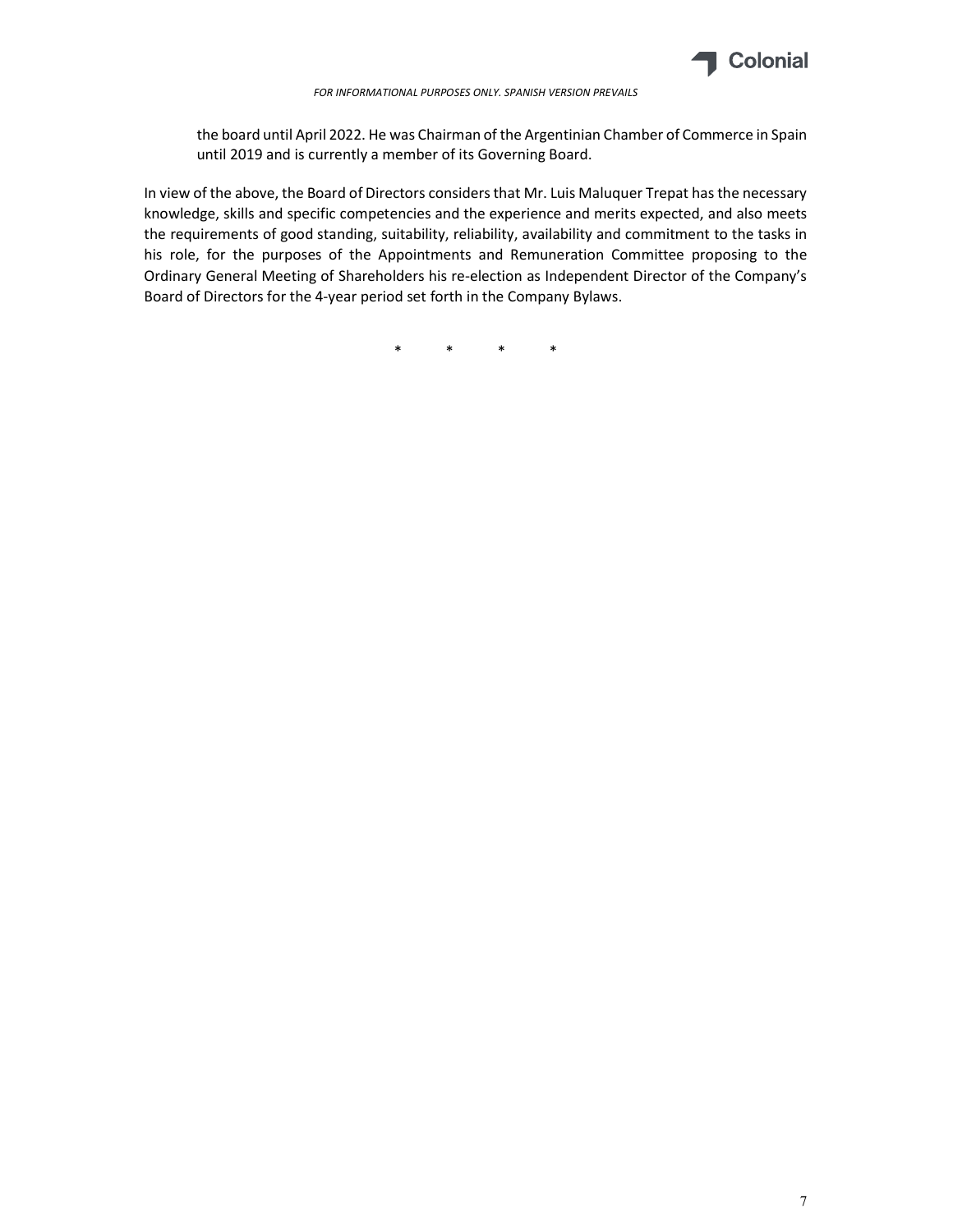the board until April 2022. He was Chairman of the Argentinian Chamber of Commerce in Spain until 2019 and is currently a member of its Governing Board.

In view of the above, the Board of Directors considers that Mr. Luis Maluquer Trepat has the necessary knowledge, skills and specific competencies and the experience and merits expected, and also meets the requirements of good standing, suitability, reliability, availability and commitment to the tasks in his role, for the purposes of the Appointments and Remuneration Committee proposing to the Ordinary General Meeting of Shareholders his re-election as Independent Director of the Company's Board of Directors for the 4-year period set forth in the Company Bylaws.

\*     \*     \*     \*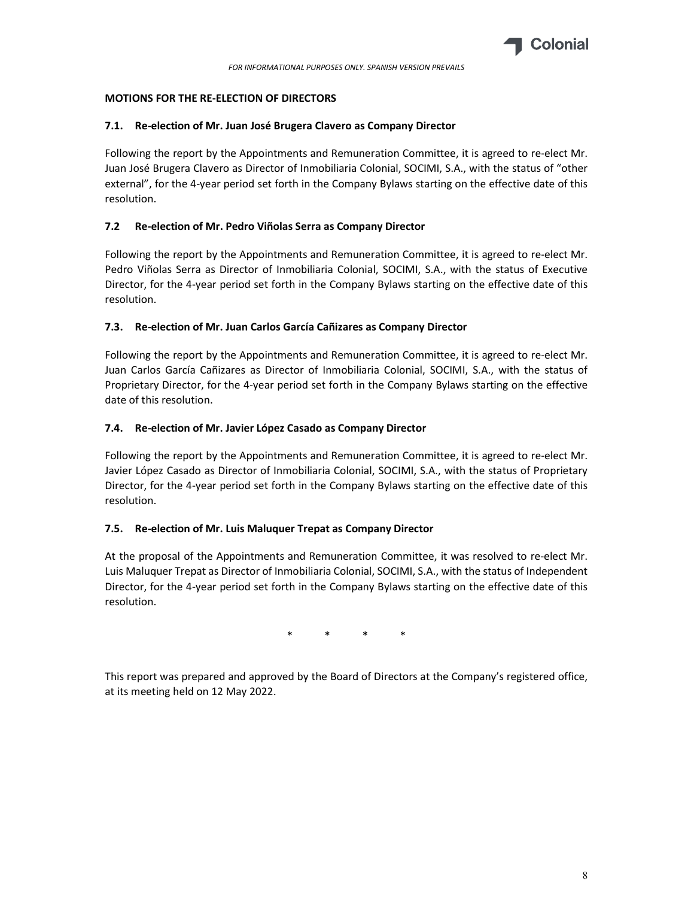**MOTIONS FOR THE RE-ELECTION OF DIRECTORS**

**7.1. Re-election of Mr. Juan José Brugera Clavero as Company Director**

Following the report by the Appointments and Remuneration Committee, it is agreed to re-elect Mr. Juan José Brugera Clavero as Director of Inmobiliaria Colonial, SOCIMI, S.A., with the status of "other external", for the 4-year period set forth in the Company Bylaws starting on the effective date of this resolution.

**7.2 Re-election of Mr. Pedro Viñolas Serra as Company Director**

Following the report by the Appointments and Remuneration Committee, it is agreed to re-elect Mr. Pedro Viñolas Serra as Director of Inmobiliaria Colonial, SOCIMI, S.A., with the status of Executive Director, for the 4-year period set forth in the Company Bylaws starting on the effective date of this resolution.

**7.3. Re-election of Mr. Juan Carlos García Cañizares as Company Director**

Following the report by the Appointments and Remuneration Committee, it is agreed to re-elect Mr. Juan Carlos García Cañizares as Director of Inmobiliaria Colonial, SOCIMI, S.A., with the status of Proprietary Director, for the 4-year period set forth in the Company Bylaws starting on the effective date of this resolution.

**7.4. Re-election of Mr. Javier López Casado as Company Director**

Following the report by the Appointments and Remuneration Committee, it is agreed to re-elect Mr. Javier López Casado as Director of Inmobiliaria Colonial, SOCIMI, S.A., with the status of Proprietary Director, for the 4-year period set forth in the Company Bylaws starting on the effective date of this resolution.

**7.5. Re-election of Mr. Luis Maluquer Trepat as Company Director**

At the proposal of the Appointments and Remuneration Committee, it was resolved to re-elect Mr. Luis Maluquer Trepat as Director of Inmobiliaria Colonial, SOCIMI, S.A., with the status of Independent Director, for the 4-year period set forth in the Company Bylaws starting on the effective date of this resolution.

\* \* \* \*

This report was prepared and approved by the Board of Directors at the Company's registered office, at its meeting held on 12 May 2022.